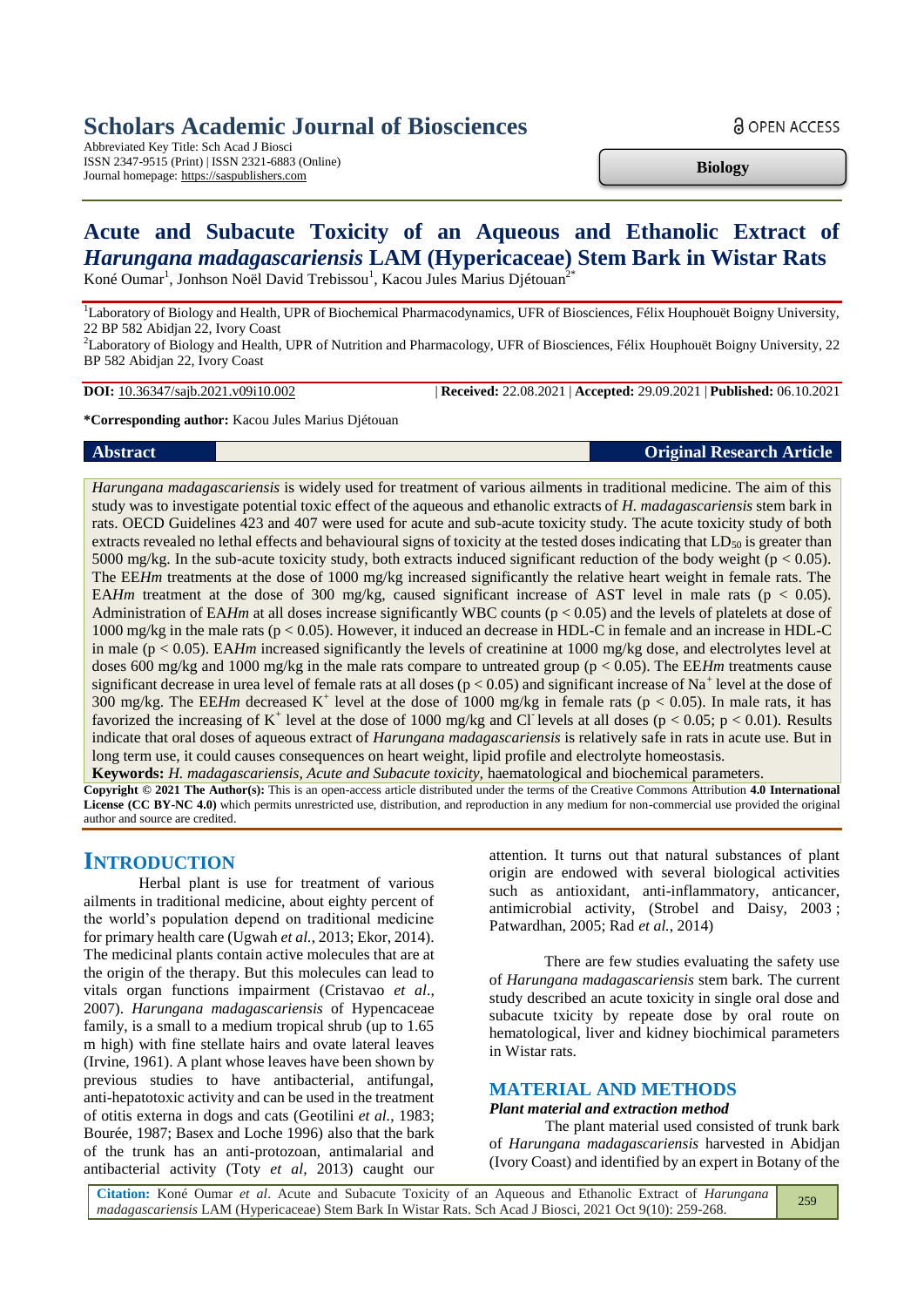# Scholars Academic Journal of Biosciences

Abbreviated Key Title: Sch Acad J Biosci
ISSN 2347-9515 (Print) | ISSN 2321-6883 (Online)
Journal homepage: https://saspublishers.com

OPEN ACCESS

**Biology**

# Acute and Subacute Toxicity of an Aqueous and Ethanolic Extract of *Harungana madagascariensis* LAM (Hypericaceae) Stem Bark in Wistar Rats

Koné Oumar[1], Jonhson Noël David Trebissou[1], Kacou Jules Marius Djétouan[2*]

[1]Laboratory of Biology and Health, UPR of Biochemical Pharmacodynamics, UFR of Biosciences, Félix Houphouët Boigny University, 22 BP 582 Abidjan 22, Ivory Coast
[2]Laboratory of Biology and Health, UPR of Nutrition and Pharmacology, UFR of Biosciences, Félix Houphouët Boigny University, 22 BP 582 Abidjan 22, Ivory Coast

**DOI:** 10.36347/sajb.2021.v09i10.002 | **Received:** 22.08.2021 | **Accepted:** 29.09.2021 | **Published:** 06.10.2021

***Corresponding author:** Kacou Jules Marius Djétouan

**Abstract** **Original Research Article**

*Harungana madagascariensis* is widely used for treatment of various ailments in traditional medicine. The aim of this study was to investigate potential toxic effect of the aqueous and ethanolic extracts of *H. madagascariensis* stem bark in rats. OECD Guidelines 423 and 407 were used for acute and sub-acute toxicity study. The acute toxicity study of both extracts revealed no lethal effects and behavioural signs of toxicity at the tested doses indicating that $LD_{50}$ is greater than 5000 mg/kg. In the sub-acute toxicity study, both extracts induced significant reduction of the body weight ($p < 0.05$). The EE*Hm* treatments at the dose of 1000 mg/kg increased significantly the relative heart weight in female rats. The EA*Hm* treatment at the dose of 300 mg/kg, caused significant increase of AST level in male rats ($p < 0.05$). Administration of EA*Hm* at all doses increase significantly WBC counts ($p < 0.05$) and the levels of platelets at dose of 1000 mg/kg in the male rats ($p < 0.05$). However, it induced an decrease in HDL-C in female and an increase in HDL-C in male ($p < 0.05$). EA*Hm* increased significantly the levels of creatinine at 1000 mg/kg dose, and electrolytes level at doses 600 mg/kg and 1000 mg/kg in the male rats compare to untreated group ($p < 0.05$). The EE*Hm* treatments cause significant decrease in urea level of female rats at all doses ($p < 0.05$) and significant increase of $Na^+$ level at the dose of 300 mg/kg. The EE*Hm* decreased $K^+$ level at the dose of 1000 mg/kg in female rats ($p < 0.05$). In male rats, it has favorized the increasing of $K^+$ level at the dose of 1000 mg/kg and $Cl^-$ levels at all doses ($p < 0.05$; $p < 0.01$). Results indicate that oral doses of aqueous extract of *Harungana madagascariensis* is relatively safe in rats in acute use. But in long term use, it could causes consequences on heart weight, lipid profile and electrolyte homeostasis.

**Keywords:** *H. madagascariensis, Acute and Subacute toxicity,* haematological and biochemical parameters.

**Copyright © 2021 The Author(s):** This is an open-access article distributed under the terms of the Creative Commons Attribution **4.0 International License (CC BY-NC 4.0)** which permits unrestricted use, distribution, and reproduction in any medium for non-commercial use provided the original author and source are credited.

## INTRODUCTION

Herbal plant is use for treatment of various ailments in traditional medicine, about eighty percent of the world's population depend on traditional medicine for primary health care (Ugwah *et al.*, 2013; Ekor, 2014). The medicinal plants contain active molecules that are at the origin of the therapy. But this molecules can lead to vitals organ functions impairment (Cristavao *et al.*, 2007). *Harungana madagascariensis* of Hypencaceae family, is a small to a medium tropical shrub (up to 1.65 m high) with fine stellate hairs and ovate lateral leaves (Irvine, 1961). A plant whose leaves have been shown by previous studies to have antibacterial, antifungal, anti-hepatotoxic activity and can be used in the treatment of otitis externa in dogs and cats (Geotilini *et al.*, 1983; Bourée, 1987; Basex and Loche 1996) also that the bark of the trunk has an anti-protozoan, antimalarial and antibacterial activity (Toty *et al*, 2013) caught our attention. It turns out that natural substances of plant origin are endowed with several biological activities such as antioxidant, anti-inflammatory, anticancer, antimicrobial activity, (Strobel and Daisy, 2003 ; Patwardhan, 2005; Rad *et al.*, 2014)

There are few studies evaluating the safety use of *Harungana madagascariensis* stem bark. The current study described an acute toxicity in single oral dose and subacute txicity by repeate dose by oral route on hematological, liver and kidney biochimical parameters in Wistar rats.

## MATERIAL AND METHODS

### *Plant material and extraction method*

The plant material used consisted of trunk bark of *Harungana madagascariensis* harvested in Abidjan (Ivory Coast) and identified by an expert in Botany of the

**Citation:** Koné Oumar *et al*. Acute and Subacute Toxicity of an Aqueous and Ethanolic Extract of *Harungana madagascariensis* LAM (Hypericaceae) Stem Bark In Wistar Rats. Sch Acad J Biosci, 2021 Oct 9(10): 259-268.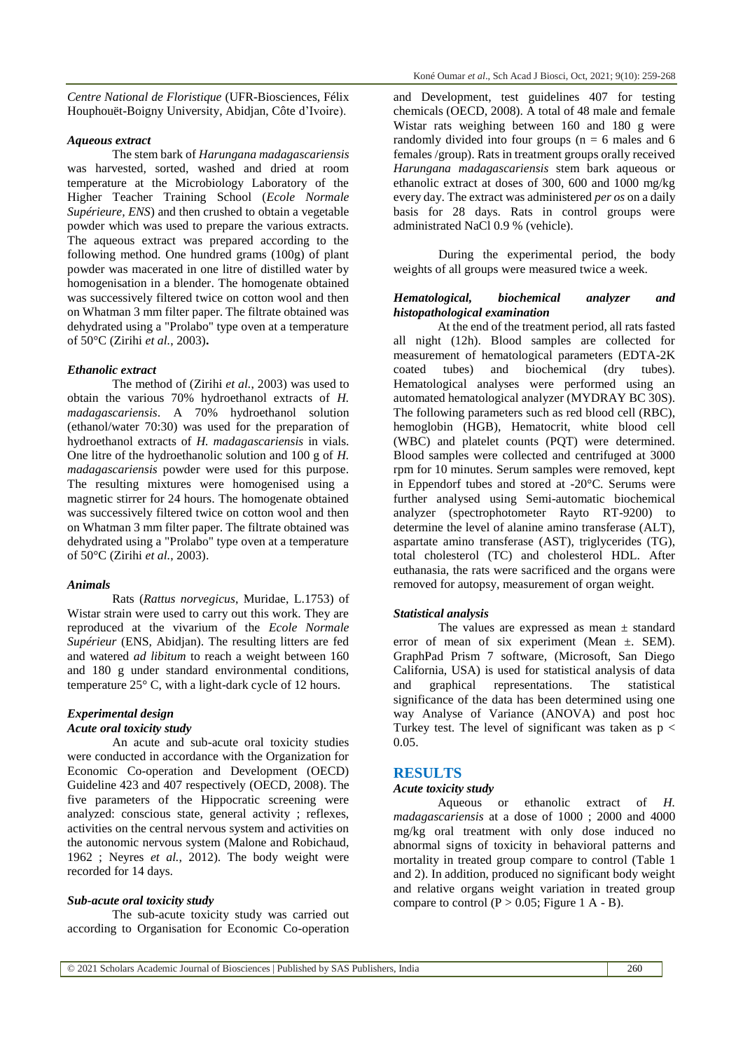*Centre National de Floristique* (UFR-Biosciences, Félix Houphouët-Boigny University, Abidjan, Côte d'Ivoire).

### *Aqueous extract*

The stem bark of *Harungana madagascariensis* was harvested, sorted, washed and dried at room temperature at the Microbiology Laboratory of the Higher Teacher Training School (*Ecole Normale Supérieure, ENS*) and then crushed to obtain a vegetable powder which was used to prepare the various extracts. The aqueous extract was prepared according to the following method. One hundred grams (100g) of plant powder was macerated in one litre of distilled water by homogenisation in a blender. The homogenate obtained was successively filtered twice on cotton wool and then on Whatman 3 mm filter paper. The filtrate obtained was dehydrated using a "Prolabo" type oven at a temperature of 50°C (Zirihi *et al.*, 2003)**.**

### *Ethanolic extract*

The method of (Zirihi *et al.*, 2003) was used to obtain the various 70% hydroethanol extracts of *H. madagascariensis*. A 70% hydroethanol solution (ethanol/water 70:30) was used for the preparation of hydroethanol extracts of *H. madagascariensis* in vials. One litre of the hydroethanolic solution and 100 g of *H. madagascariensis* powder were used for this purpose. The resulting mixtures were homogenised using a magnetic stirrer for 24 hours. The homogenate obtained was successively filtered twice on cotton wool and then on Whatman 3 mm filter paper. The filtrate obtained was dehydrated using a "Prolabo" type oven at a temperature of 50°C (Zirihi *et al.*, 2003).

### *Animals*

Rats (*Rattus norvegicus*, Muridae, L.1753) of Wistar strain were used to carry out this work. They are reproduced at the vivarium of the *Ecole Normale Supérieur* (ENS, Abidjan). The resulting litters are fed and watered *ad libitum* to reach a weight between 160 and 180 g under standard environmental conditions, temperature 25° C, with a light-dark cycle of 12 hours.

### *Experimental design*

### *Acute oral toxicity study*

An acute and sub-acute oral toxicity studies were conducted in accordance with the Organization for Economic Co-operation and Development (OECD) Guideline 423 and 407 respectively (OECD, 2008). The five parameters of the Hippocratic screening were analyzed: conscious state, general activity ; reflexes, activities on the central nervous system and activities on the autonomic nervous system (Malone and Robichaud, 1962 ; Neyres *et al.*, 2012). The body weight were recorded for 14 days.

### *Sub-acute oral toxicity study*

The sub-acute toxicity study was carried out according to Organisation for Economic Co-operation and Development, test guidelines 407 for testing chemicals (OECD, 2008). A total of 48 male and female Wistar rats weighing between 160 and 180 g were randomly divided into four groups (n = 6 males and 6 females /group). Rats in treatment groups orally received *Harungana madagascariensis* stem bark aqueous or ethanolic extract at doses of 300, 600 and 1000 mg/kg every day. The extract was administered *per os* on a daily basis for 28 days. Rats in control groups were administrated NaCl 0.9 % (vehicle).

During the experimental period, the body weights of all groups were measured twice a week.

### *Hematological, biochemical analyzer and histopathological examination*

At the end of the treatment period, all rats fasted all night (12h). Blood samples are collected for measurement of hematological parameters (EDTA-2K coated tubes) and biochemical (dry tubes). Hematological analyses were performed using an automated hematological analyzer (MYDRAY BC 30S). The following parameters such as red blood cell (RBC), hemoglobin (HGB), Hematocrit, white blood cell (WBC) and platelet counts (PQT) were determined. Blood samples were collected and centrifuged at 3000 rpm for 10 minutes. Serum samples were removed, kept in Eppendorf tubes and stored at -20°C. Serums were further analysed using Semi-automatic biochemical analyzer (spectrophotometer Rayto RT-9200) to determine the level of alanine amino transferase (ALT), aspartate amino transferase (AST), triglycerides (TG), total cholesterol (TC) and cholesterol HDL. After euthanasia, the rats were sacrificed and the organs were removed for autopsy, measurement of organ weight.

### *Statistical analysis*

The values are expressed as mean ± standard error of mean of six experiment (Mean ±. SEM). GraphPad Prism 7 software, (Microsoft, San Diego California, USA) is used for statistical analysis of data and graphical representations. The statistical significance of the data has been determined using one way Analyse of Variance (ANOVA) and post hoc Turkey test. The level of significant was taken as $p < 0.05$.

## RESULTS

### *Acute toxicity study*

Aqueous or ethanolic extract of *H. madagascariensis* at a dose of 1000 ; 2000 and 4000 mg/kg oral treatment with only dose induced no abnormal signs of toxicity in behavioral patterns and mortality in treated group compare to control (Table 1 and 2). In addition, produced no significant body weight and relative organs weight variation in treated group compare to control ($P > 0.05$; Figure 1 A - B).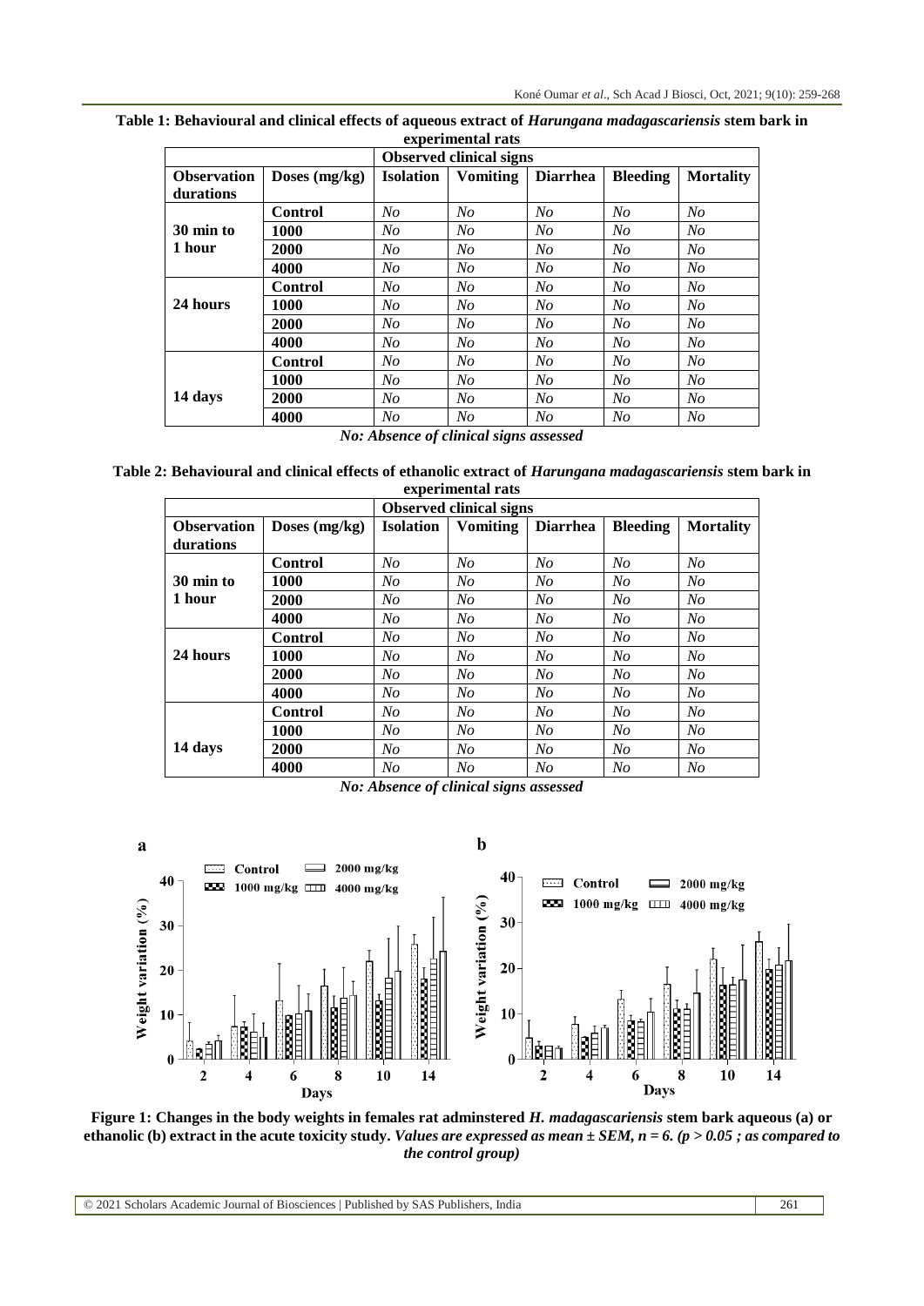**Table 1: Behavioural and clinical effects of aqueous extract of *Harungana madagascariensis* stem bark in experimental rats**

| | | Observed clinical signs | | | | |
|---|---|---|---|---|---|---|
| **Observation durations** | **Doses (mg/kg)** | **Isolation** | **Vomiting** | **Diarrhea** | **Bleeding** | **Mortality** |
| **30 min to 1 hour** | **Control** | *No* | *No* | *No* | *No* | *No* |
| | **1000** | *No* | *No* | *No* | *No* | *No* |
| | **2000** | *No* | *No* | *No* | *No* | *No* |
| | **4000** | *No* | *No* | *No* | *No* | *No* |
| **24 hours** | **Control** | *No* | *No* | *No* | *No* | *No* |
| | **1000** | *No* | *No* | *No* | *No* | *No* |
| | **2000** | *No* | *No* | *No* | *No* | *No* |
| | **4000** | *No* | *No* | *No* | *No* | *No* |
| **14 days** | **Control** | *No* | *No* | *No* | *No* | *No* |
| | **1000** | *No* | *No* | *No* | *No* | *No* |
| | **2000** | *No* | *No* | *No* | *No* | *No* |
| | **4000** | *No* | *No* | *No* | *No* | *No* |

***No: Absence of clinical signs assessed***

**Table 2: Behavioural and clinical effects of ethanolic extract of *Harungana madagascariensis* stem bark in experimental rats**

| | | Observed clinical signs | | | | |
|---|---|---|---|---|---|---|
| **Observation durations** | **Doses (mg/kg)** | **Isolation** | **Vomiting** | **Diarrhea** | **Bleeding** | **Mortality** |
| **30 min to 1 hour** | **Control** | *No* | *No* | *No* | *No* | *No* |
| | **1000** | *No* | *No* | *No* | *No* | *No* |
| | **2000** | *No* | *No* | *No* | *No* | *No* |
| | **4000** | *No* | *No* | *No* | *No* | *No* |
| **24 hours** | **Control** | *No* | *No* | *No* | *No* | *No* |
| | **1000** | *No* | *No* | *No* | *No* | *No* |
| | **2000** | *No* | *No* | *No* | *No* | *No* |
| | **4000** | *No* | *No* | *No* | *No* | *No* |
| **14 days** | **Control** | *No* | *No* | *No* | *No* | *No* |
| | **1000** | *No* | *No* | *No* | *No* | *No* |
| | **2000** | *No* | *No* | *No* | *No* | *No* |
| | **4000** | *No* | *No* | *No* | *No* | *No* |

***No: Absence of clinical signs assessed***

**Figure 1: Changes in the body weights in females rat adminstered *H. madagascariensis* stem bark aqueous (a) or ethanolic (b) extract in the acute toxicity study.** ***Values are expressed as mean ± SEM, n = 6. (p > 0.05 ; as compared to the control group)***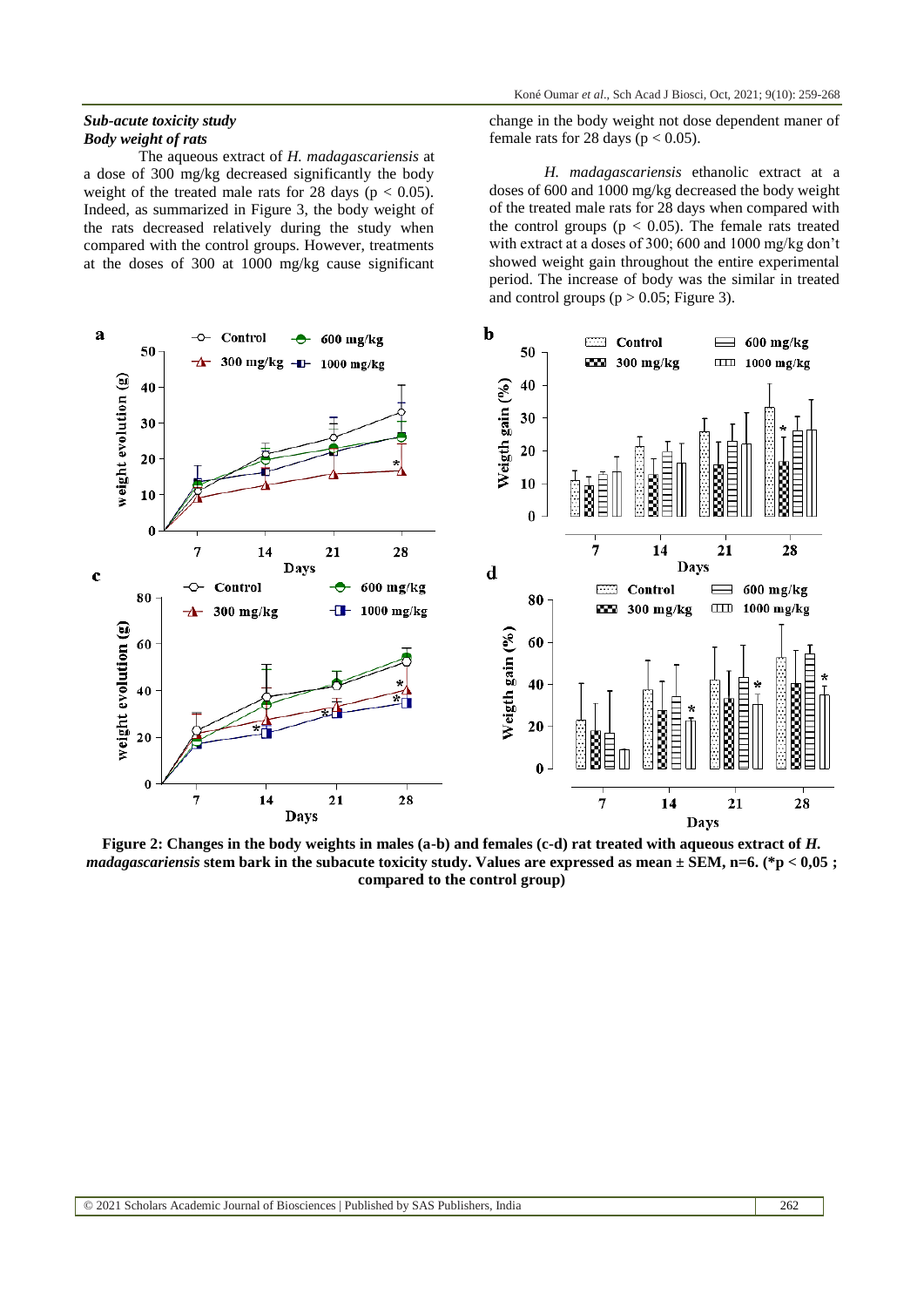### *Sub-acute toxicity study*

#### *Body weight of rats*

The aqueous extract of *H. madagascariensis* at a dose of 300 mg/kg decreased significantly the body weight of the treated male rats for 28 days ($p < 0.05$). Indeed, as summarized in Figure 3, the body weight of the rats decreased relatively during the study when compared with the control groups. However, treatments at the doses of 300 at 1000 mg/kg cause significant change in the body weight not dose dependent maner of female rats for 28 days ($p < 0.05$).

*H. madagascariensis* ethanolic extract at a doses of 600 and 1000 mg/kg decreased the body weight of the treated male rats for 28 days when compared with the control groups ($p < 0.05$). The female rats treated with extract at a doses of 300; 600 and 1000 mg/kg don't showed weight gain throughout the entire experimental period. The increase of body was the similar in treated and control groups ($p > 0.05$; Figure 3).

**Figure 2: Changes in the body weights in males (a-b) and females (c-d) rat treated with aqueous extract of *H. madagascariensis* stem bark in the subacute toxicity study. Values are expressed as mean ± SEM, n=6. (*p < 0,05 ; compared to the control group)**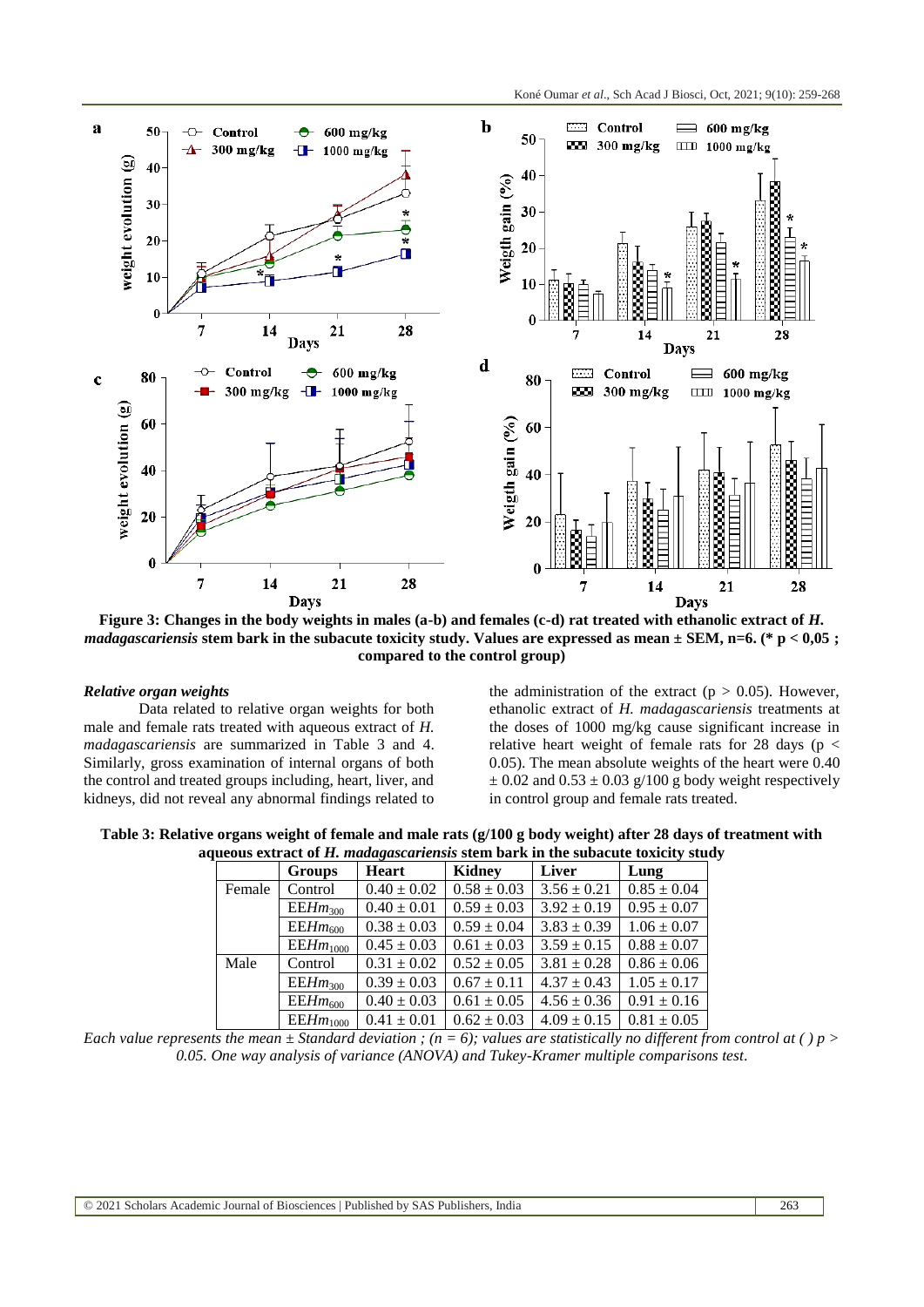**Figure 3: Changes in the body weights in males (a-b) and females (c-d) rat treated with ethanolic extract of *H. madagascariensis* stem bark in the subacute toxicity study. Values are expressed as mean ± SEM, n=6. (* p < 0,05 ; compared to the control group)**

#### *Relative organ weights*

Data related to relative organ weights for both male and female rats treated with aqueous extract of *H. madagascariensis* are summarized in Table 3 and 4. Similarly, gross examination of internal organs of both the control and treated groups including, heart, liver, and kidneys, did not reveal any abnormal findings related to the administration of the extract ($p > 0.05$). However, ethanolic extract of *H. madagascariensis* treatments at the doses of 1000 mg/kg cause significant increase in relative heart weight of female rats for 28 days ($p < 0.05$). The mean absolute weights of the heart were 0.40 ± 0.02 and 0.53 ± 0.03 g/100 g body weight respectively in control group and female rats treated.

**Table 3: Relative organs weight of female and male rats (g/100 g body weight) after 28 days of treatment with aqueous extract of *H. madagascariensis* stem bark in the subacute toxicity study**

| | Groups | Heart | Kidney | Liver | Lung |
|---|---|---|---|---|---|
| Female | Control | 0.40 ± 0.02 | 0.58 ± 0.03 | 3.56 ± 0.21 | 0.85 ± 0.04 |
| | $EEHm_{300}$ | 0.40 ± 0.01 | 0.59 ± 0.03 | 3.92 ± 0.19 | 0.95 ± 0.07 |
| | $EEHm_{600}$ | 0.38 ± 0.03 | 0.59 ± 0.04 | 3.83 ± 0.39 | 1.06 ± 0.07 |
| | $EEHm_{1000}$ | 0.45 ± 0.03 | 0.61 ± 0.03 | 3.59 ± 0.15 | 0.88 ± 0.07 |
| Male | Control | 0.31 ± 0.02 | 0.52 ± 0.05 | 3.81 ± 0.28 | 0.86 ± 0.06 |
| | $EEHm_{300}$ | 0.39 ± 0.03 | 0.67 ± 0.11 | 4.37 ± 0.43 | 1.05 ± 0.17 |
| | $EEHm_{600}$ | 0.40 ± 0.03 | 0.61 ± 0.05 | 4.56 ± 0.36 | 0.91 ± 0.16 |
| | $EEHm_{1000}$ | 0.41 ± 0.01 | 0.62 ± 0.03 | 4.09 ± 0.15 | 0.81 ± 0.05 |

*Each value represents the mean ± Standard deviation ; (n = 6); values are statistically no different from control at ( ) p > 0.05. One way analysis of variance (ANOVA) and Tukey-Kramer multiple comparisons test.*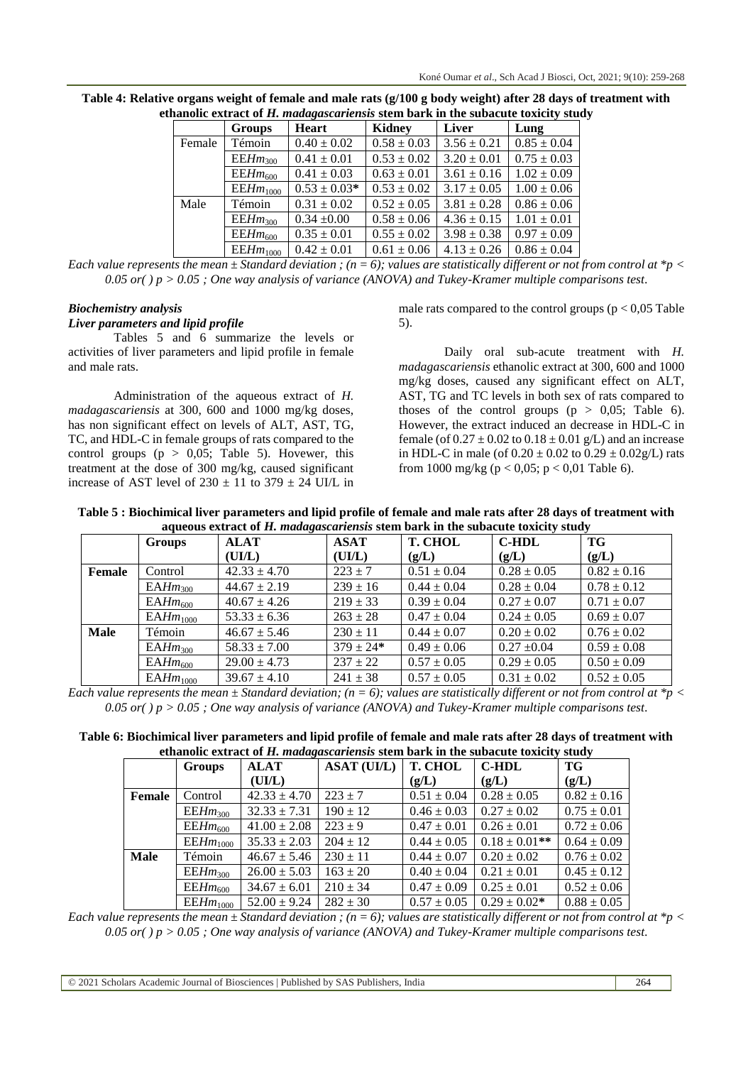**Table 4: Relative organs weight of female and male rats (g/100 g body weight) after 28 days of treatment with ethanolic extract of *H. madagascariensis* stem bark in the subacute toxicity study**

| | Groups | Heart | Kidney | Liver | Lung |
|---|---|---|---|---|---|
| Female | Témoin | 0.40 ± 0.02 | 0.58 ± 0.03 | 3.56 ± 0.21 | 0.85 ± 0.04 |
| | EE*Hm*$_{300}$ | 0.41 ± 0.01 | 0.53 ± 0.02 | 3.20 ± 0.01 | 0.75 ± 0.03 |
| | EE*Hm*$_{600}$ | 0.41 ± 0.03 | 0.63 ± 0.01 | 3.61 ± 0.16 | 1.02 ± 0.09 |
| | EE*Hm*$_{1000}$ | 0.53 ± 0.03* | 0.53 ± 0.02 | 3.17 ± 0.05 | 1.00 ± 0.06 |
| Male | Témoin | 0.31 ± 0.02 | 0.52 ± 0.05 | 3.81 ± 0.28 | 0.86 ± 0.06 |
| | EE*Hm*$_{300}$ | 0.34 ±0.00 | 0.58 ± 0.06 | 4.36 ± 0.15 | 1.01 ± 0.01 |
| | EE*Hm*$_{600}$ | 0.35 ± 0.01 | 0.55 ± 0.02 | 3.98 ± 0.38 | 0.97 ± 0.09 |
| | EE*Hm*$_{1000}$ | 0.42 ± 0.01 | 0.61 ± 0.06 | 4.13 ± 0.26 | 0.86 ± 0.04 |

*Each value represents the mean ± Standard deviation ; ($n = 6$); values are statistically different or not from control at *$p < 0.05$ or( ) $p > 0.05$ ; One way analysis of variance (ANOVA) and Tukey-Kramer multiple comparisons test.*

### *Biochemistry analysis*

### *Liver parameters and lipid profile*

Tables 5 and 6 summarize the levels or activities of liver parameters and lipid profile in female and male rats.

Administration of the aqueous extract of *H. madagascariensis* at 300, 600 and 1000 mg/kg doses, has non significant effect on levels of ALT, AST, TG, TC, and HDL-C in female groups of rats compared to the control groups ($p > 0,05$; Table 5). Hovewer, this treatment at the dose of 300 mg/kg, caused significant increase of AST level of 230 ± 11 to 379 ± 24 UI/L in male rats compared to the control groups ($p < 0,05$ Table 5).

Daily oral sub-acute treatment with *H. madagascariensis* ethanolic extract at 300, 600 and 1000 mg/kg doses, caused any significant effect on ALT, AST, TG and TC levels in both sex of rats compared to thoses of the control groups ($p > 0,05$; Table 6). However, the extract induced an decrease in HDL-C in female (of 0.27 ± 0.02 to 0.18 ± 0.01 g/L) and an increase in HDL-C in male (of 0.20 ± 0.02 to 0.29 ± 0.02g/L) rats from 1000 mg/kg ($p < 0,05$; $p < 0,01$ Table 6).

**Table 5 : Biochimical liver parameters and lipid profile of female and male rats after 28 days of treatment with aqueous extract of *H. madagascariensis* stem bark in the subacute toxicity study**

| | Groups | ALAT (UI/L) | ASAT (UI/L) | T. CHOL (g/L) | C-HDL (g/L) | TG (g/L) |
|---|---|---|---|---|---|---|
| **Female** | Control | 42.33 ± 4.70 | 223 ± 7 | 0.51 ± 0.04 | 0.28 ± 0.05 | 0.82 ± 0.16 |
| | EA*Hm*$_{300}$ | 44.67 ± 2.19 | 239 ± 16 | 0.44 ± 0.04 | 0.28 ± 0.04 | 0.78 ± 0.12 |
| | EA*Hm*$_{600}$ | 40.67 ± 4.26 | 219 ± 33 | 0.39 ± 0.04 | 0.27 ± 0.07 | 0.71 ± 0.07 |
| | EA*Hm*$_{1000}$ | 53.33 ± 6.36 | 263 ± 28 | 0.47 ± 0.04 | 0.24 ± 0.05 | 0.69 ± 0.07 |
| **Male** | Témoin | 46.67 ± 5.46 | 230 ± 11 | 0.44 ± 0.07 | 0.20 ± 0.02 | 0.76 ± 0.02 |
| | EA*Hm*$_{300}$ | 58.33 ± 7.00 | 379 ± 24* | 0.49 ± 0.06 | 0.27 ±0.04 | 0.59 ± 0.08 |
| | EA*Hm*$_{600}$ | 29.00 ± 4.73 | 237 ± 22 | 0.57 ± 0.05 | 0.29 ± 0.05 | 0.50 ± 0.09 |
| | EA*Hm*$_{1000}$ | 39.67 ± 4.10 | 241 ± 38 | 0.57 ± 0.05 | 0.31 ± 0.02 | 0.52 ± 0.05 |

*Each value represents the mean ± Standard deviation; ($n = 6$); values are statistically different or not from control at *$p < 0.05$ or( ) $p > 0.05$ ; One way analysis of variance (ANOVA) and Tukey-Kramer multiple comparisons test.*

**Table 6: Biochimical liver parameters and lipid profile of female and male rats after 28 days of treatment with ethanolic extract of *H. madagascariensis* stem bark in the subacute toxicity study**

| | Groups | ALAT (UI/L) | ASAT (UI/L) | T. CHOL (g/L) | C-HDL (g/L) | TG (g/L) |
|---|---|---|---|---|---|---|
| **Female** | Control | 42.33 ± 4.70 | 223 ± 7 | 0.51 ± 0.04 | 0.28 ± 0.05 | 0.82 ± 0.16 |
| | EE*Hm*$_{300}$ | 32.33 ± 7.31 | 190 ± 12 | 0.46 ± 0.03 | 0.27 ± 0.02 | 0.75 ± 0.01 |
| | EE*Hm*$_{600}$ | 41.00 ± 2.08 | 223 ± 9 | 0.47 ± 0.01 | 0.26 ± 0.01 | 0.72 ± 0.06 |
| | EE*Hm*$_{1000}$ | 35.33 ± 2.03 | 204 ± 12 | 0.44 ± 0.05 | 0.18 ± 0.01** | 0.64 ± 0.09 |
| **Male** | Témoin | 46.67 ± 5.46 | 230 ± 11 | 0.44 ± 0.07 | 0.20 ± 0.02 | 0.76 ± 0.02 |
| | EE*Hm*$_{300}$ | 26.00 ± 5.03 | 163 ± 20 | 0.40 ± 0.04 | 0.21 ± 0.01 | 0.45 ± 0.12 |
| | EE*Hm*$_{600}$ | 34.67 ± 6.01 | 210 ± 34 | 0.47 ± 0.09 | 0.25 ± 0.01 | 0.52 ± 0.06 |
| | EE*Hm*$_{1000}$ | 52.00 ± 9.24 | 282 ± 30 | 0.57 ± 0.05 | 0.29 ± 0.02* | 0.88 ± 0.05 |

*Each value represents the mean ± Standard deviation ; ($n = 6$); values are statistically different or not from control at *$p < 0.05$ or( ) $p > 0.05$ ; One way analysis of variance (ANOVA) and Tukey-Kramer multiple comparisons test.*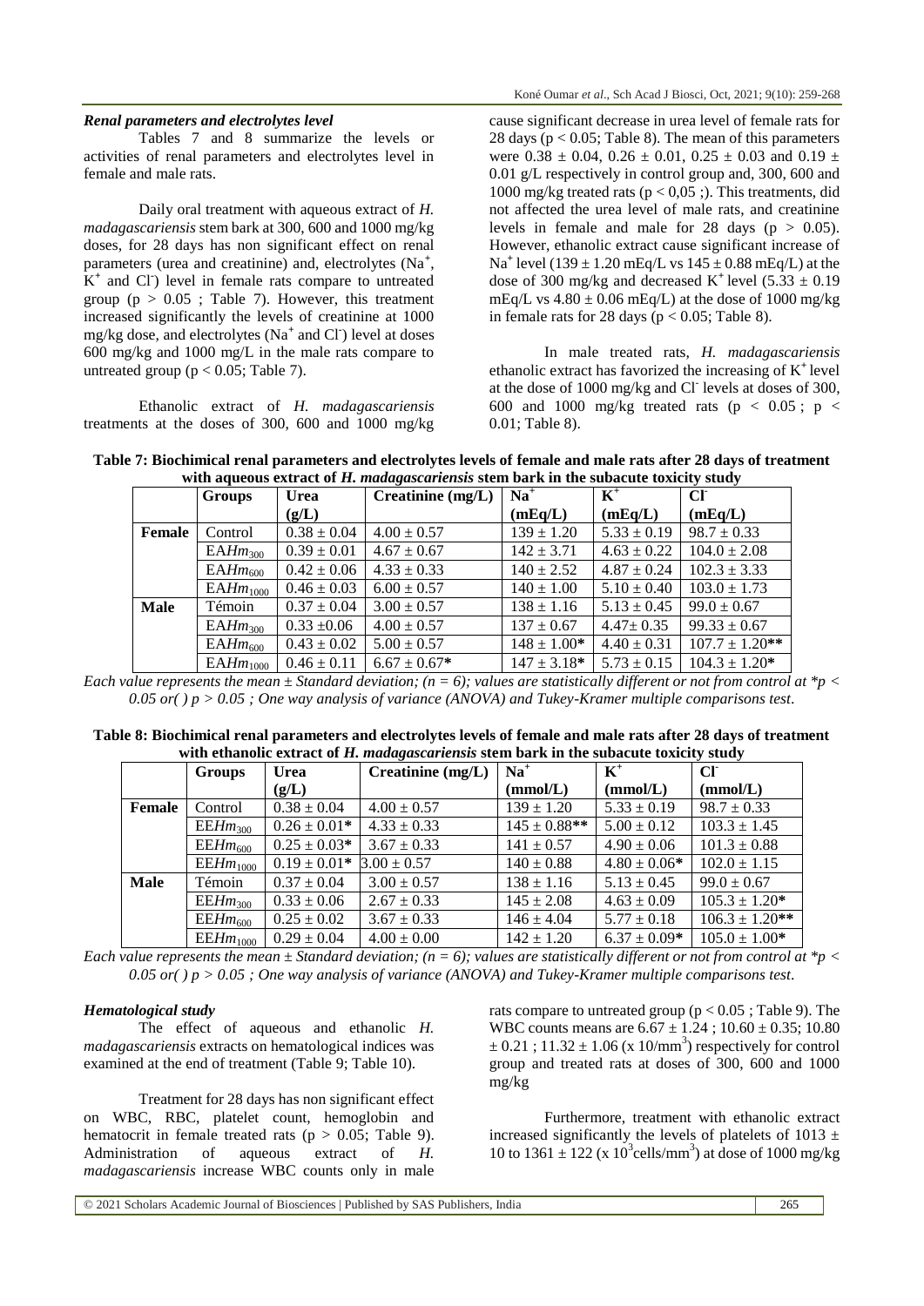### *Renal parameters and electrolytes level*

Tables 7 and 8 summarize the levels or activities of renal parameters and electrolytes level in female and male rats.

Daily oral treatment with aqueous extract of *H. madagascariensis* stem bark at 300, 600 and 1000 mg/kg doses, for 28 days has non significant effect on renal parameters (urea and creatinine) and, electrolytes ($Na^+$, $K^+$ and $Cl^-$) level in female rats compare to untreated group ($p > 0.05$ ; Table 7). However, this treatment increased significantly the levels of creatinine at 1000 mg/kg dose, and electrolytes ($Na^+$ and $Cl^-$) level at doses 600 mg/kg and 1000 mg/L in the male rats compare to untreated group ($p < 0.05$; Table 7).

Ethanolic extract of *H. madagascariensis* treatments at the doses of 300, 600 and 1000 mg/kg cause significant decrease in urea level of female rats for 28 days ($p < 0.05$; Table 8). The mean of this parameters were $0.38 \pm 0.04$, $0.26 \pm 0.01$, $0.25 \pm 0.03$ and $0.19 \pm 0.01$ g/L respectively in control group and, 300, 600 and 1000 mg/kg treated rats ($p < 0{,}05$ ;). This treatments, did not affected the urea level of male rats, and creatinine levels in female and male for 28 days ($p > 0.05$). However, ethanolic extract cause significant increase of $Na^+$ level ($139 \pm 1.20$ mEq/L vs $145 \pm 0.88$ mEq/L) at the dose of 300 mg/kg and decreased $K^+$ level ($5.33 \pm 0.19$ mEq/L vs $4.80 \pm 0.06$ mEq/L) at the dose of 1000 mg/kg in female rats for 28 days ($p < 0.05$; Table 8).

In male treated rats, *H. madagascariensis* ethanolic extract has favorized the increasing of $K^+$ level at the dose of 1000 mg/kg and $Cl^-$ levels at doses of 300, 600 and 1000 mg/kg treated rats ($p < 0.05$ ; $p < 0.01$; Table 8).

**Table 7: Biochimical renal parameters and electrolytes levels of female and male rats after 28 days of treatment with aqueous extract of *H. madagascariensis* stem bark in the subacute toxicity study**

| | Groups | Urea (g/L) | Creatinine (mg/L) | $Na^+$ (mEq/L) | $K^+$ (mEq/L) | $Cl^-$ (mEq/L) |
|---|---|---|---|---|---|---|
| **Female** | Control | $0.38 \pm 0.04$ | $4.00 \pm 0.57$ | $139 \pm 1.20$ | $5.33 \pm 0.19$ | $98.7 \pm 0.33$ |
| | $EAHm_{300}$ | $0.39 \pm 0.01$ | $4.67 \pm 0.67$ | $142 \pm 3.71$ | $4.63 \pm 0.22$ | $104.0 \pm 2.08$ |
| | $EAHm_{600}$ | $0.42 \pm 0.06$ | $4.33 \pm 0.33$ | $140 \pm 2.52$ | $4.87 \pm 0.24$ | $102.3 \pm 3.33$ |
| | $EAHm_{1000}$ | $0.46 \pm 0.03$ | $6.00 \pm 0.57$ | $140 \pm 1.00$ | $5.10 \pm 0.40$ | $103.0 \pm 1.73$ |
| **Male** | Témoin | $0.37 \pm 0.04$ | $3.00 \pm 0.57$ | $138 \pm 1.16$ | $5.13 \pm 0.45$ | $99.0 \pm 0.67$ |
| | $EAHm_{300}$ | $0.33 \pm 0.06$ | $4.00 \pm 0.57$ | $137 \pm 0.67$ | $4.47 \pm 0.35$ | $99.33 \pm 0.67$ |
| | $EAHm_{600}$ | $0.43 \pm 0.02$ | $5.00 \pm 0.57$ | $148 \pm 1.00$* | $4.40 \pm 0.31$ | $107.7 \pm 1.20$** |
| | $EAHm_{1000}$ | $0.46 \pm 0.11$ | $6.67 \pm 0.67$* | $147 \pm 3.18$* | $5.73 \pm 0.15$ | $104.3 \pm 1.20$* |

*Each value represents the mean ± Standard deviation; (n = 6); values are statistically different or not from control at *p < 0.05 or( ) p > 0.05 ; One way analysis of variance (ANOVA) and Tukey-Kramer multiple comparisons test*.

**Table 8: Biochimical renal parameters and electrolytes levels of female and male rats after 28 days of treatment with ethanolic extract of *H. madagascariensis* stem bark in the subacute toxicity study**

| | Groups | Urea (g/L) | Creatinine (mg/L) | $Na^+$ (mmol/L) | $K^+$ (mmol/L) | $Cl^-$ (mmol/L) |
|---|---|---|---|---|---|---|
| **Female** | Control | $0.38 \pm 0.04$ | $4.00 \pm 0.57$ | $139 \pm 1.20$ | $5.33 \pm 0.19$ | $98.7 \pm 0.33$ |
| | $EEHm_{300}$ | $0.26 \pm 0.01$* | $4.33 \pm 0.33$ | $145 \pm 0.88$** | $5.00 \pm 0.12$ | $103.3 \pm 1.45$ |
| | $EEHm_{600}$ | $0.25 \pm 0.03$* | $3.67 \pm 0.33$ | $141 \pm 0.57$ | $4.90 \pm 0.06$ | $101.3 \pm 0.88$ |
| | $EEHm_{1000}$ | $0.19 \pm 0.01$* | $3.00 \pm 0.57$ | $140 \pm 0.88$ | $4.80 \pm 0.06$* | $102.0 \pm 1.15$ |
| **Male** | Témoin | $0.37 \pm 0.04$ | $3.00 \pm 0.57$ | $138 \pm 1.16$ | $5.13 \pm 0.45$ | $99.0 \pm 0.67$ |
| | $EEHm_{300}$ | $0.33 \pm 0.06$ | $2.67 \pm 0.33$ | $145 \pm 2.08$ | $4.63 \pm 0.09$ | $105.3 \pm 1.20$* |
| | $EEHm_{600}$ | $0.25 \pm 0.02$ | $3.67 \pm 0.33$ | $146 \pm 4.04$ | $5.77 \pm 0.18$ | $106.3 \pm 1.20$** |
| | $EEHm_{1000}$ | $0.29 \pm 0.04$ | $4.00 \pm 0.00$ | $142 \pm 1.20$ | $6.37 \pm 0.09$* | $105.0 \pm 1.00$* |

*Each value represents the mean ± Standard deviation; (n = 6); values are statistically different or not from control at *p < 0.05 or( ) p > 0.05 ; One way analysis of variance (ANOVA) and Tukey-Kramer multiple comparisons test*.

### *Hematological study*

The effect of aqueous and ethanolic *H. madagascariensis* extracts on hematological indices was examined at the end of treatment (Table 9; Table 10).

Treatment for 28 days has non significant effect on WBC, RBC, platelet count, hemoglobin and hematocrit in female treated rats ($p > 0.05$; Table 9). Administration of aqueous extract of *H. madagascariensis* increase WBC counts only in male rats compare to untreated group ($p < 0.05$ ; Table 9). The WBC counts means are $6.67 \pm 1.24$ ; $10.60 \pm 0.35$; $10.80 \pm 0.21$ ; $11.32 \pm 1.06$ (x $10/mm^3$) respectively for control group and treated rats at doses of 300, 600 and 1000 mg/kg

Furthermore, treatment with ethanolic extract increased significantly the levels of platelets of $1013 \pm 10$ to $1361 \pm 122$ (x $10^3 cells/mm^3$) at dose of 1000 mg/kg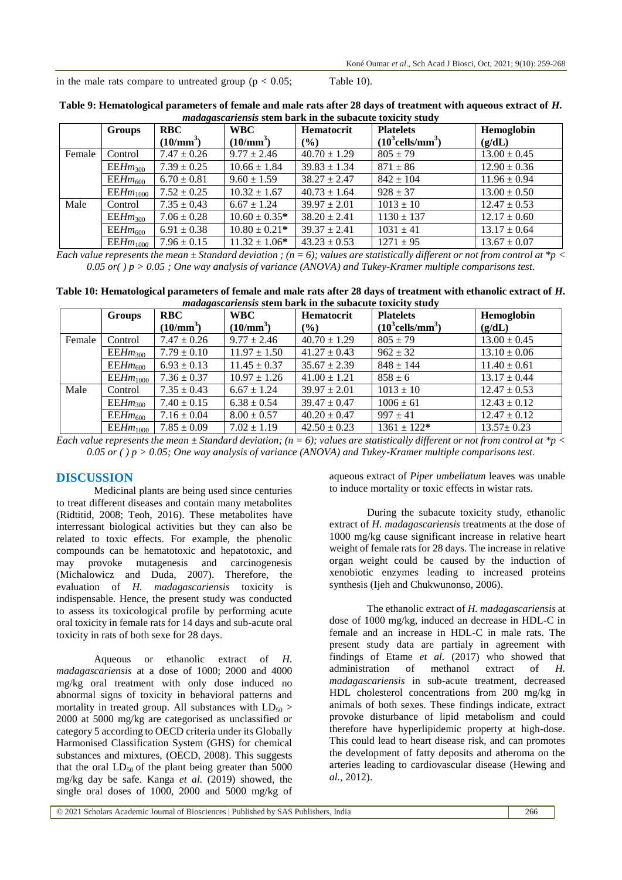in the male rats compare to untreated group ($p < 0.05$; Table 10).

**Table 9: Hematological parameters of female and male rats after 28 days of treatment with aqueous extract of *H. madagascariensis* stem bark in the subacute toxicity study**

| | Groups | RBC ($10/mm^3$) | WBC ($10/mm^3$) | Hematocrit (%) | Platelets ($10^3 cells/mm^3$) | Hemoglobin (g/dL) |
|---|---|---|---|---|---|---|
| Female | Control | 7.47 ± 0.26 | 9.77 ± 2.46 | 40.70 ± 1.29 | 805 ± 79 | 13.00 ± 0.45 |
| | $EEHm_{300}$ | 7.39 ± 0.25 | 10.66 ± 1.84 | 39.83 ± 1.34 | 871 ± 86 | 12.90 ± 0.36 |
| | $EEHm_{600}$ | 6.70 ± 0.81 | 9.60 ± 1.59 | 38.27 ± 2.47 | 842 ± 104 | 11.96 ± 0.94 |
| | $EEHm_{1000}$ | 7.52 ± 0.25 | 10.32 ± 1.67 | 40.73 ± 1.64 | 928 ± 37 | 13.00 ± 0.50 |
| Male | Control | 7.35 ± 0.43 | 6.67 ± 1.24 | 39.97 ± 2.01 | 1013 ± 10 | 12.47 ± 0.53 |
| | $EEHm_{300}$ | 7.06 ± 0.28 | 10.60 ± 0.35* | 38.20 ± 2.41 | 1130 ± 137 | 12.17 ± 0.60 |
| | $EEHm_{600}$ | 6.91 ± 0.38 | 10.80 ± 0.21* | 39.37 ± 2.41 | 1031 ± 41 | 13.17 ± 0.64 |
| | $EEHm_{1000}$ | 7.96 ± 0.15 | 11.32 ± 1.06* | 43.23 ± 0.53 | 1271 ± 95 | 13.67 ± 0.07 |

*Each value represents the mean ± Standard deviation ; (n = 6); values are statistically different or not from control at *p < 0.05 or( ) p > 0.05 ; One way analysis of variance (ANOVA) and Tukey-Kramer multiple comparisons test.*

**Table 10: Hematological parameters of female and male rats after 28 days of treatment with ethanolic extract of *H. madagascariensis* stem bark in the subacute toxicity study**

| | Groups | RBC ($10/mm^3$) | WBC ($10/mm^3$) | Hematocrit (%) | Platelets ($10^3 cells/mm^3$) | Hemoglobin (g/dL) |
|---|---|---|---|---|---|---|
| Female | Control | 7.47 ± 0.26 | 9.77 ± 2.46 | 40.70 ± 1.29 | 805 ± 79 | 13.00 ± 0.45 |
| | $EEHm_{300}$ | 7.79 ± 0.10 | 11.97 ± 1.50 | 41.27 ± 0.43 | 962 ± 32 | 13.10 ± 0.06 |
| | $EEHm_{600}$ | 6.93 ± 0.13 | 11.45 ± 0.37 | 35.67 ± 2.39 | 848 ± 144 | 11.40 ± 0.61 |
| | $EEHm_{1000}$ | 7.36 ± 0.37 | 10.97 ± 1.26 | 41.00 ± 1.21 | 858 ± 6 | 13.17 ± 0.44 |
| Male | Control | 7.35 ± 0.43 | 6.67 ± 1.24 | 39.97 ± 2.01 | 1013 ± 10 | 12.47 ± 0.53 |
| | $EEHm_{300}$ | 7.40 ± 0.15 | 6.38 ± 0.54 | 39.47 ± 0.47 | 1006 ± 61 | 12.43 ± 0.12 |
| | $EEHm_{600}$ | 7.16 ± 0.04 | 8.00 ± 0.57 | 40.20 ± 0.47 | 997 ± 41 | 12.47 ± 0.12 |
| | $EEHm_{1000}$ | 7.85 ± 0.09 | 7.02 ± 1.19 | 42.50 ± 0.23 | 1361 ± 122* | 13.57± 0.23 |

*Each value represents the mean ± Standard deviation; (n = 6); values are statistically different or not from control at *p < 0.05 or ( ) p > 0.05; One way analysis of variance (ANOVA) and Tukey-Kramer multiple comparisons test.*

## DISCUSSION

Medicinal plants are being used since centuries to treat different diseases and contain many metabolites (Ridtitid, 2008; Teoh, 2016). These metabolites have interressant biological activities but they can also be related to toxic effects. For example, the phenolic compounds can be hematotoxic and hepatotoxic, and may provoke mutagenesis and carcinogenesis (Michalowicz and Duda, 2007). Therefore, the evaluation of *H. madagascariensis* toxicity is indispensable. Hence, the present study was conducted to assess its toxicological profile by performing acute oral toxicity in female rats for 14 days and sub-acute oral toxicity in rats of both sexe for 28 days.

Aqueous or ethanolic extract of *H. madagascariensis* at a dose of 1000; 2000 and 4000 mg/kg oral treatment with only dose induced no abnormal signs of toxicity in behavioral patterns and mortality in treated group. All substances with $LD_{50}$ > 2000 at 5000 mg/kg are categorised as unclassified or category 5 according to OECD criteria under its Globally Harmonised Classification System (GHS) for chemical substances and mixtures, (OECD, 2008). This suggests that the oral $LD_{50}$ of the plant being greater than 5000 mg/kg day be safe. Kanga *et al.* (2019) showed, the single oral doses of 1000, 2000 and 5000 mg/kg of aqueous extract of *Piper umbellatum* leaves was unable to induce mortality or toxic effects in wistar rats.

During the subacute toxicity study, ethanolic extract of *H. madagascariensis* treatments at the dose of 1000 mg/kg cause significant increase in relative heart weight of female rats for 28 days. The increase in relative organ weight could be caused by the induction of xenobiotic enzymes leading to increased proteins synthesis (Ijeh and Chukwunonso, 2006).

The ethanolic extract of *H. madagascariensis* at dose of 1000 mg/kg, induced an decrease in HDL-C in female and an increase in HDL-C in male rats. The present study data are partialy in agreement with findings of Etame *et al.* (2017) who showed that administration of methanol extract of *H. madagascariensis* in sub-acute treatment, decreased HDL cholesterol concentrations from 200 mg/kg in animals of both sexes. These findings indicate, extract provoke disturbance of lipid metabolism and could therefore have hyperlipidemic property at high-dose. This could lead to heart disease risk, and can promotes the development of fatty deposits and atheroma on the arteries leading to cardiovascular disease (Hewing and *al.*, 2012).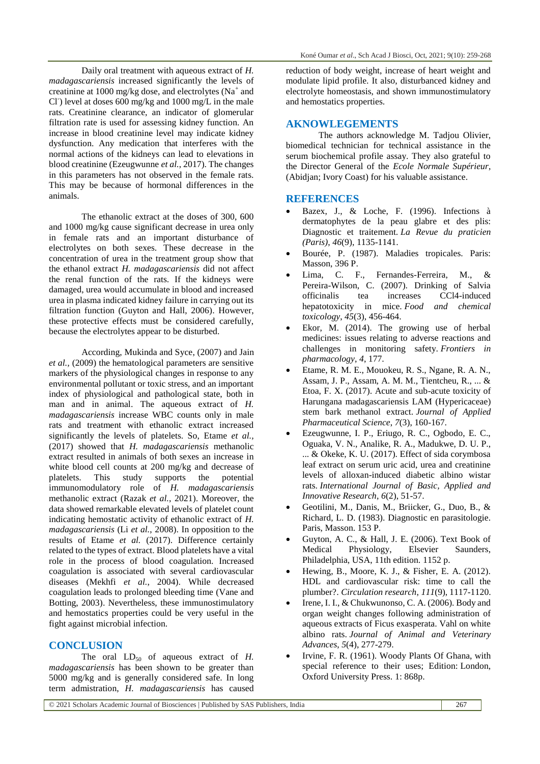Daily oral treatment with aqueous extract of *H. madagascariensis* increased significantly the levels of creatinine at 1000 mg/kg dose, and electrolytes ($Na^+$ and $Cl^-$) level at doses 600 mg/kg and 1000 mg/L in the male rats. Creatinine clearance, an indicator of glomerular filtration rate is used for assessing kidney function. An increase in blood creatinine level may indicate kidney dysfunction. Any medication that interferes with the normal actions of the kidneys can lead to elevations in blood creatinine (Ezeugwunne *et al.*, 2017). The changes in this parameters has not observed in the female rats. This may be because of hormonal differences in the animals.

The ethanolic extract at the doses of 300, 600 and 1000 mg/kg cause significant decrease in urea only in female rats and an important disturbance of electrolytes on both sexes. These decrease in the concentration of urea in the treatment group show that the ethanol extract *H. madagascariensis* did not affect the renal function of the rats. If the kidneys were damaged, urea would accumulate in blood and increased urea in plasma indicated kidney failure in carrying out its filtration function (Guyton and Hall, 2006). However, these protective effects must be considered carefully, because the electrolytes appear to be disturbed.

According, Mukinda and Syce, (2007) and Jain *et al.,* (2009) the hematological parameters are sensitive markers of the physiological changes in response to any environmental pollutant or toxic stress, and an important index of physiological and pathological state, both in man and in animal. The aqueous extract of *H. madagascariensis* increase WBC counts only in male rats and treatment with ethanolic extract increased significantly the levels of platelets. So, Etame *et al.,* (2017) showed that *H. madagascariensis* methanolic extract resulted in animals of both sexes an increase in white blood cell counts at 200 mg/kg and decrease of platelets. This study supports the potential immunomodulatory role of *H. madagascariensis* methanolic extract (Razak *et al.*, 2021). Moreover, the data showed remarkable elevated levels of platelet count indicating hemostatic activity of ethanolic extract of *H. madagascariensis* (Li *et al.*, 2008). In opposition to the results of Etame *et al.* (2017). Difference certainly related to the types of extract. Blood platelets have a vital role in the process of blood coagulation. Increased coagulation is associated with several cardiovascular diseases (Mekhfi *et al.*, 2004). While decreased coagulation leads to prolonged bleeding time (Vane and Botting, 2003). Nevertheless, these immunostimulatory and hemostatics properties could be very useful in the fight against microbial infection.

## CONCLUSION

The oral $LD_{50}$ of aqueous extract of *H. madagascariensis* has been shown to be greater than 5000 mg/kg and is generally considered safe. In long term admistration, *H. madagascariensis* has caused reduction of body weight, increase of heart weight and modulate lipid profile. It also, disturbanced kidney and electrolyte homeostasis, and shown immunostimulatory and hemostatics properties.

## AKNOWLEGEMENTS

The authors acknowledge M. Tadjou Olivier, biomedical technician for technical assistance in the serum biochemical profile assay. They also grateful to the Director General of the *Ecole Normale Supérieur*, (Abidjan; Ivory Coast) for his valuable assistance.

## REFERENCES

- Bazex, J., & Loche, F. (1996). Infections à dermatophytes de la peau glabre et des plis: Diagnostic et traitement. *La Revue du praticien (Paris)*, *46*(9), 1135-1141.
- Bourée, P. (1987). Maladies tropicales. Paris: Masson, 396 P.
- Lima, C. F., Fernandes-Ferreira, M., & Pereira-Wilson, C. (2007). Drinking of Salvia officinalis tea increases CCl4-induced hepatotoxicity in mice. *Food and chemical toxicology*, *45*(3), 456-464.
- Ekor, M. (2014). The growing use of herbal medicines: issues relating to adverse reactions and challenges in monitoring safety. *Frontiers in pharmacology*, *4*, 177.
- Etame, R. M. E., Mouokeu, R. S., Ngane, R. A. N., Assam, J. P., Assam, A. M. M., Tientcheu, R., ... & Etoa, F. X. (2017). Acute and sub-acute toxicity of Harungana madagascariensis LAM (Hypericaceae) stem bark methanol extract. *Journal of Applied Pharmaceutical Science*, *7*(3), 160-167.
- Ezeugwunne, I. P., Eriugo, R. C., Ogbodo, E. C., Oguaka, V. N., Analike, R. A., Madukwe, D. U. P., ... & Okeke, K. U. (2017). Effect of sida corymbosa leaf extract on serum uric acid, urea and creatinine levels of alloxan-induced diabetic albino wistar rats. *International Journal of Basic, Applied and Innovative Research*, *6*(2), 51-57.
- Geotilini, M., Danis, M., Briicker, G., Duo, B., & Richard, L. D. (1983). Diagnostic en parasitologie. Paris, Masson. 153 P.
- Guyton, A. C., & Hall, J. E. (2006). Text Book of Medical Physiology, Elsevier Saunders, Philadelphia, USA, 11th edition. 1152 p.
- Hewing, B., Moore, K. J., & Fisher, E. A. (2012). HDL and cardiovascular risk: time to call the plumber?. *Circulation research*, *111*(9), 1117-1120.
- Irene, I. I., & Chukwunonso, C. A. (2006). Body and organ weight changes following administration of aqueous extracts of Ficus exasperata. Vahl on white albino rats. *Journal of Animal and Veterinary Advances*, *5*(4), 277-279.
- Irvine, F. R. (1961). Woody Plants Of Ghana, with special reference to their uses; Edition: London, Oxford University Press. 1: 868p.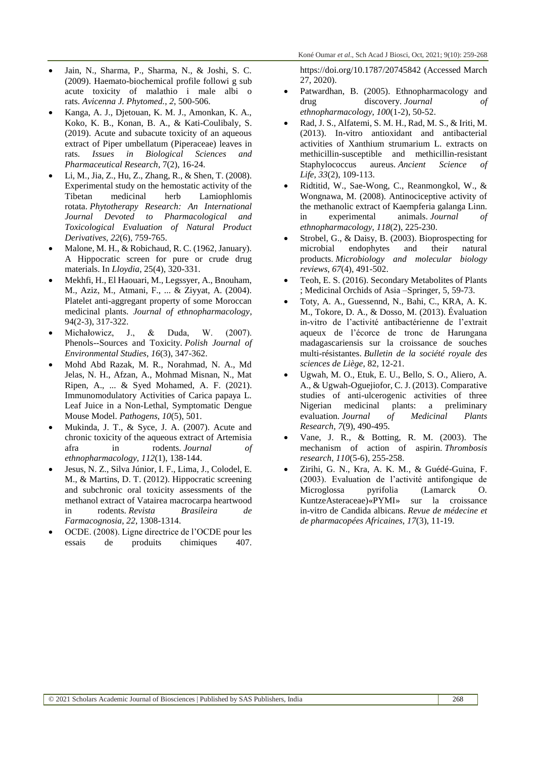- Jain, N., Sharma, P., Sharma, N., & Joshi, S. C. (2009). Haemato-biochemical profile followi g sub acute toxicity of malathio i male albi o rats. *Avicenna J. Phytomed.*, *2*, 500-506.
- Kanga, A. J., Djetouan, K. M. J., Amonkan, K. A., Koko, K. B., Konan, B. A., & Kati-Coulibaly, S. (2019). Acute and subacute toxicity of an aqueous extract of Piper umbellatum (Piperaceae) leaves in rats. *Issues in Biological Sciences and Pharmaceutical Research*, 7(2), 16-24.
- Li, M., Jia, Z., Hu, Z., Zhang, R., & Shen, T. (2008). Experimental study on the hemostatic activity of the Tibetan medicinal herb Lamiophlomis rotata. *Phytotherapy Research: An International Journal Devoted to Pharmacological and Toxicological Evaluation of Natural Product Derivatives*, *22*(6), 759-765.
- Malone, M. H., & Robichaud, R. C. (1962, January). A Hippocratic screen for pure or crude drug materials. In *Lloydia*, 25(4), 320-331.
- Mekhfi, H., El Haouari, M., Legssyer, A., Bnouham, M., Aziz, M., Atmani, F., ... & Ziyyat, A. (2004). Platelet anti-aggregant property of some Moroccan medicinal plants. *Journal of ethnopharmacology*, 94(2-3), 317-322.
- Michałowicz, J., & Duda, W. (2007). Phenols--Sources and Toxicity. *Polish Journal of Environmental Studies*, *16*(3), 347-362.
- Mohd Abd Razak, M. R., Norahmad, N. A., Md Jelas, N. H., Afzan, A., Mohmad Misnan, N., Mat Ripen, A., ... & Syed Mohamed, A. F. (2021). Immunomodulatory Activities of Carica papaya L. Leaf Juice in a Non-Lethal, Symptomatic Dengue Mouse Model. *Pathogens*, *10*(5), 501.
- Mukinda, J. T., & Syce, J. A. (2007). Acute and chronic toxicity of the aqueous extract of Artemisia afra in rodents. *Journal of ethnopharmacology*, *112*(1), 138-144.
- Jesus, N. Z., Silva Júnior, I. F., Lima, J., Colodel, E. M., & Martins, D. T. (2012). Hippocratic screening and subchronic oral toxicity assessments of the methanol extract of Vatairea macrocarpa heartwood in rodents. *Revista Brasileira de Farmacognosia*, *22*, 1308-1314.
- OCDE. (2008). Ligne directrice de l'OCDE pour les essais de produits chimiques 407. https://doi.org/10.1787/20745842 (Accessed March 27, 2020).
- Patwardhan, B. (2005). Ethnopharmacology and drug discovery. *Journal of ethnopharmacology*, *100*(1-2), 50-52.
- Rad, J. S., Alfatemi, S. M. H., Rad, M. S., & Iriti, M. (2013). In-vitro antioxidant and antibacterial activities of Xanthium strumarium L. extracts on methicillin-susceptible and methicillin-resistant Staphylococcus aureus. *Ancient Science of Life*, *33*(2), 109-113.
- Ridtitid, W., Sae-Wong, C., Reanmongkol, W., & Wongnawa, M. (2008). Antinociceptive activity of the methanolic extract of Kaempferia galanga Linn. in experimental animals. *Journal of ethnopharmacology*, *118*(2), 225-230.
- Strobel, G., & Daisy, B. (2003). Bioprospecting for microbial endophytes and their natural products. *Microbiology and molecular biology reviews*, *67*(4), 491-502.
- Teoh, E. S. (2016). Secondary Metabolites of Plants ; Medicinal Orchids of Asia –Springer, 5, 59-73.
- Toty, A. A., Guessennd, N., Bahi, C., KRA, A. K. M., Tokore, D. A., & Dosso, M. (2013). Évaluation in-vitro de l'activité antibactérienne de l'extrait aqueux de l'écorce de tronc de Harungana madagascariensis sur la croissance de souches multi-résistantes. *Bulletin de la société royale des sciences de Liège*, 82, 12-21.
- Ugwah, M. O., Etuk, E. U., Bello, S. O., Aliero, A. A., & Ugwah-Oguejiofor, C. J. (2013). Comparative studies of anti-ulcerogenic activities of three Nigerian medicinal plants: a preliminary evaluation. *Journal of Medicinal Plants Research*, *7*(9), 490-495.
- Vane, J. R., & Botting, R. M. (2003). The mechanism of action of aspirin. *Thrombosis research*, *110*(5-6), 255-258.
- Zirihi, G. N., Kra, A. K. M., & Guédé-Guina, F. (2003). Evaluation de l'activité antifongique de Microglossa pyrifolia (Lamarck O. KuntzeAsteraceae)«PYMI» sur la croissance in-vitro de Candida albicans. *Revue de médecine et de pharmacopées Africaines*, *17*(3), 11-19.